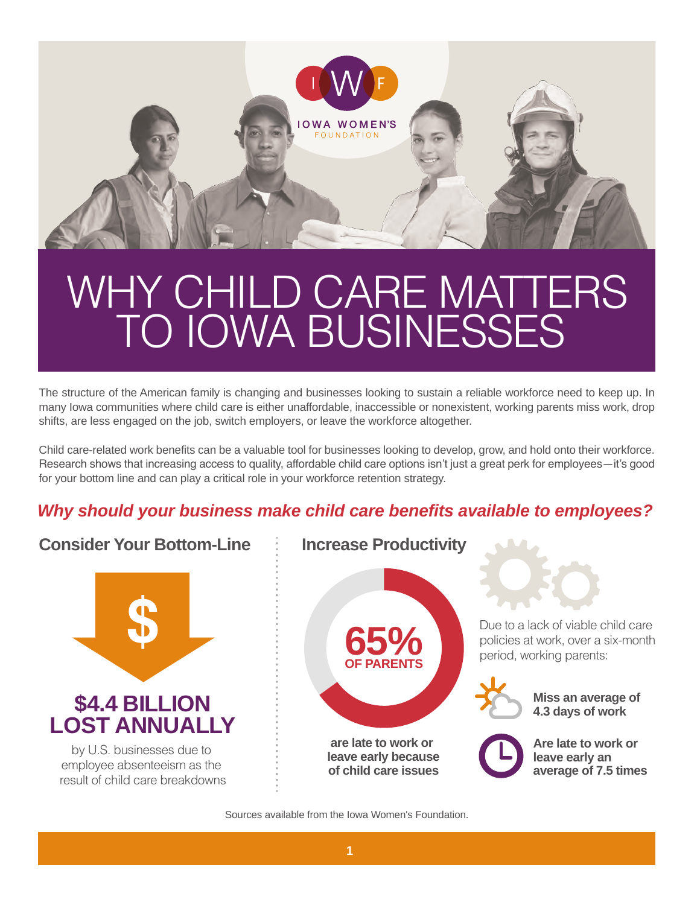IOWA WOMEN'S FOUNDATION

# WHY CHILD CARE MATTERS TO IOWA BUSINESSES

The structure of the American family is changing and businesses looking to sustain a reliable workforce need to keep up. In many Iowa communities where child care is either unaffordable, inaccessible or nonexistent, working parents miss work, drop shifts, are less engaged on the job, switch employers, or leave the workforce altogether.

Child care-related work benefits can be a valuable tool for businesses looking to develop, grow, and hold onto their workforce. Research shows that increasing access to quality, affordable child care options isn't just a great perk for employees—it's good for your bottom line and can play a critical role in your workforce retention strategy.

## *Why should your business make child care benefits available to employees?*

### Consider Your Bottom-Line

**$4.4 BILLION LOST ANNUALLY**

by U.S. businesses due to employee absenteeism as the result of child care breakdowns

### Increase Productivity

**65% OF PARENTS**

**are late to work or leave early because of child care issues**

Due to a lack of viable child care policies at work, over a six-month period, working parents:

- **Miss an average of 4.3 days of work**
- **Are late to work or leave early an average of 7.5 times**

Sources available from the Iowa Women's Foundation.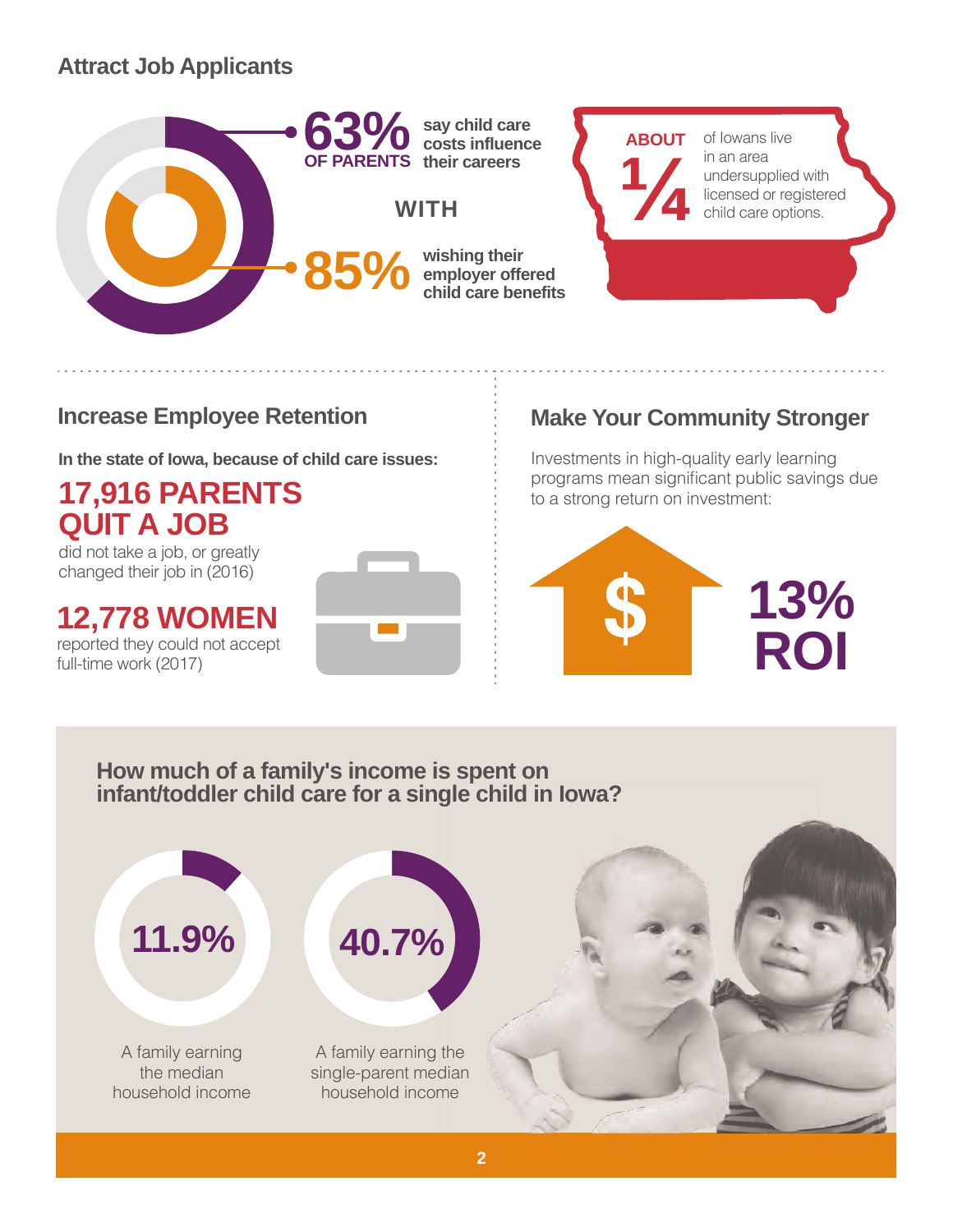## Attract Job Applicants

**63%** OF PARENTS **say child care costs influence their careers**

**WITH**

**85%** **wishing their employer offered child care benefits**

ABOUT 1/4 of Iowans live in an area undersupplied with licensed or registered child care options.

## Increase Employee Retention

**In the state of Iowa, because of child care issues:**

**17,916 PARENTS QUIT A JOB**

did not take a job, or greatly changed their job in (2016)

**12,778 WOMEN**

reported they could not accept full-time work (2017)

## Make Your Community Stronger

Investments in high-quality early learning programs mean significant public savings due to a strong return on investment:

$

**13% ROI**

## How much of a family's income is spent on infant/toddler child care for a single child in Iowa?

**11.9%**

A family earning the median household income

**40.7%**

A family earning the single-parent median household income